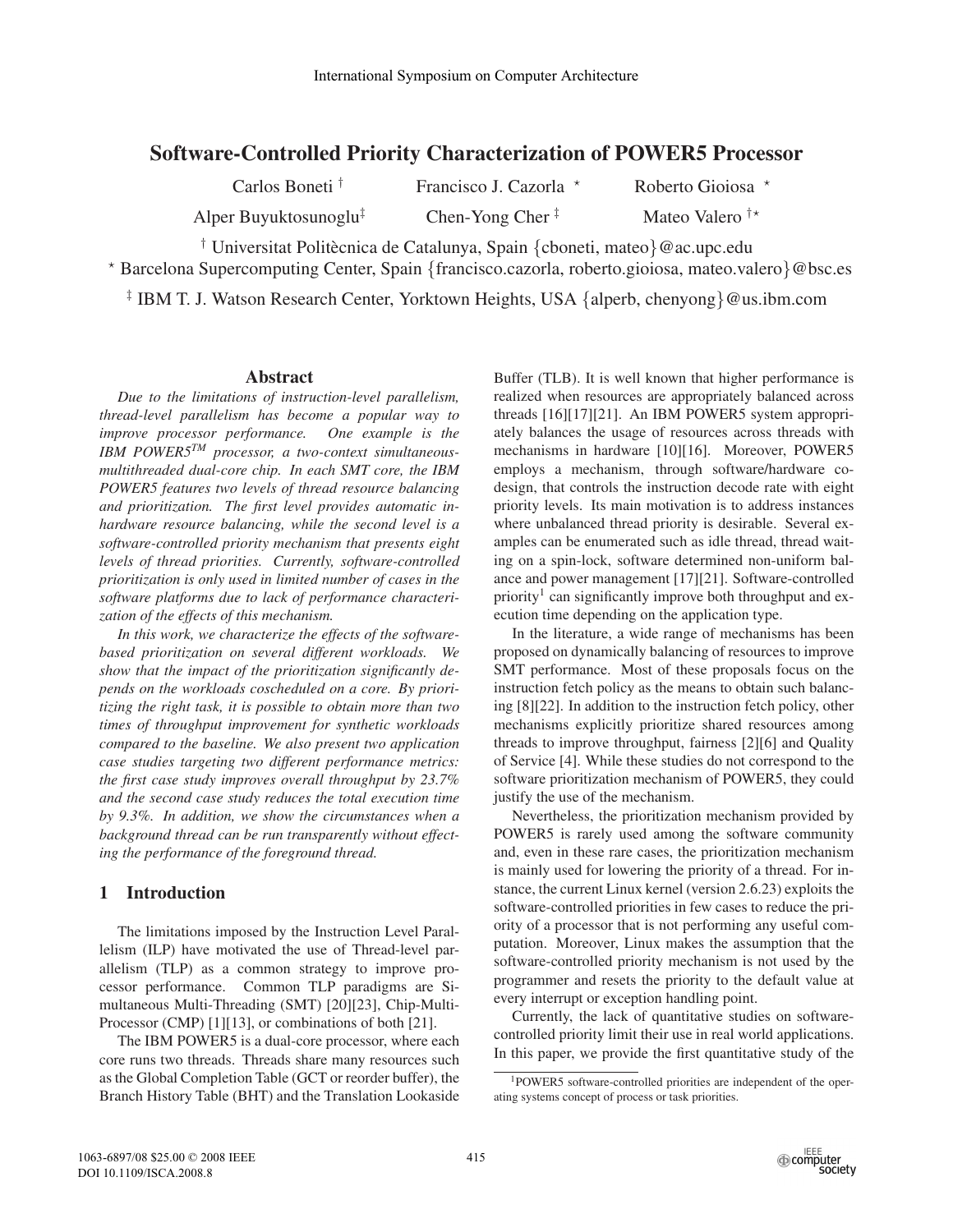# Software-Controlled Priority Characterization of POWER5 Processor

Carlos Boneti [†] Francisco J. Cazorla [⋆] Roberto Gioiosa [⋆]

Alper Buyuktosunoglu [‡] Chen-Yong Cher [‡] Mateo Valero [†⋆]

[†] Universitat Politècnica de Catalunya, Spain {cboneti, mateo}@ac.upc.edu

[⋆] Barcelona Supercomputing Center, Spain {francisco.cazorla, roberto.gioiosa, mateo.valero}@bsc.es

[‡] IBM T. J. Watson Research Center, Yorktown Heights, USA {alperb, chenyong}@us.ibm.com

## Abstract

*Due to the limitations of instruction-level parallelism, thread-level parallelism has become a popular way to improve processor performance. One example is the IBM POWER5[TM] processor, a two-context simultaneous-multithreaded dual-core chip. In each SMT core, the IBM POWER5 features two levels of thread resource balancing and prioritization. The first level provides automatic in-hardware resource balancing, while the second level is a software-controlled priority mechanism that presents eight levels of thread priorities. Currently, software-controlled prioritization is only used in limited number of cases in the software platforms due to lack of performance characterization of the effects of this mechanism.*

*In this work, we characterize the effects of the software-based prioritization on several different workloads. We show that the impact of the prioritization significantly depends on the workloads coscheduled on a core. By prioritizing the right task, it is possible to obtain more than two times of throughput improvement for synthetic workloads compared to the baseline. We also present two application case studies targeting two different performance metrics: the first case study improves overall throughput by 23.7% and the second case study reduces the total execution time by 9.3%. In addition, we show the circumstances when a background thread can be run transparently without effecting the performance of the foreground thread.*

## 1 Introduction

The limitations imposed by the Instruction Level Parallelism (ILP) have motivated the use of Thread-level parallelism (TLP) as a common strategy to improve processor performance. Common TLP paradigms are Simultaneous Multi-Threading (SMT) [20][23], Chip-Multi-Processor (CMP) [1][13], or combinations of both [21].

The IBM POWER5 is a dual-core processor, where each core runs two threads. Threads share many resources such as the Global Completion Table (GCT or reorder buffer), the Branch History Table (BHT) and the Translation Lookaside Buffer (TLB). It is well known that higher performance is realized when resources are appropriately balanced across threads [16][17][21]. An IBM POWER5 system appropriately balances the usage of resources across threads with mechanisms in hardware [10][16]. Moreover, POWER5 employs a mechanism, through software/hardware co-design, that controls the instruction decode rate with eight priority levels. Its main motivation is to address instances where unbalanced thread priority is desirable. Several examples can be enumerated such as idle thread, thread waiting on a spin-lock, software determined non-uniform balance and power management [17][21]. Software-controlled priority[1] can significantly improve both throughput and execution time depending on the application type.

In the literature, a wide range of mechanisms has been proposed on dynamically balancing of resources to improve SMT performance. Most of these proposals focus on the instruction fetch policy as the means to obtain such balancing [8][22]. In addition to the instruction fetch policy, other mechanisms explicitly prioritize shared resources among threads to improve throughput, fairness [2][6] and Quality of Service [4]. While these studies do not correspond to the software prioritization mechanism of POWER5, they could justify the use of the mechanism.

Nevertheless, the prioritization mechanism provided by POWER5 is rarely used among the software community and, even in these rare cases, the prioritization mechanism is mainly used for lowering the priority of a thread. For instance, the current Linux kernel (version 2.6.23) exploits the software-controlled priorities in few cases to reduce the priority of a processor that is not performing any useful computation. Moreover, Linux makes the assumption that the software-controlled priority mechanism is not used by the programmer and resets the priority to the default value at every interrupt or exception handling point.

Currently, the lack of quantitative studies on software-controlled priority limit their use in real world applications. In this paper, we provide the first quantitative study of the

[1] POWER5 software-controlled priorities are independent of the operating systems concept of process or task priorities.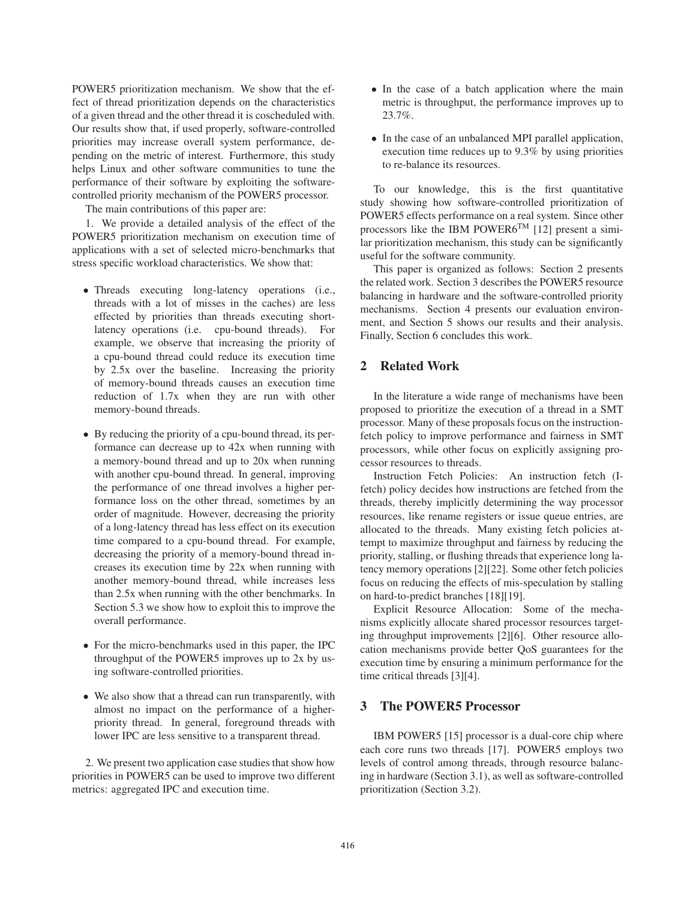POWER5 prioritization mechanism. We show that the effect of thread prioritization depends on the characteristics of a given thread and the other thread it is coscheduled with. Our results show that, if used properly, software-controlled priorities may increase overall system performance, depending on the metric of interest. Furthermore, this study helps Linux and other software communities to tune the performance of their software by exploiting the software-controlled priority mechanism of the POWER5 processor.

The main contributions of this paper are:

1. We provide a detailed analysis of the effect of the POWER5 prioritization mechanism on execution time of applications with a set of selected micro-benchmarks that stress specific workload characteristics. We show that:

- Threads executing long-latency operations (i.e., threads with a lot of misses in the caches) are less effected by priorities than threads executing short-latency operations (i.e. cpu-bound threads). For example, we observe that increasing the priority of a cpu-bound thread could reduce its execution time by 2.5x over the baseline. Increasing the priority of memory-bound threads causes an execution time reduction of 1.7x when they are run with other memory-bound threads.
- By reducing the priority of a cpu-bound thread, its performance can decrease up to 42x when running with a memory-bound thread and up to 20x when running with another cpu-bound thread. In general, improving the performance of one thread involves a higher performance loss on the other thread, sometimes by an order of magnitude. However, decreasing the priority of a long-latency thread has less effect on its execution time compared to a cpu-bound thread. For example, decreasing the priority of a memory-bound thread increases its execution time by 22x when running with another memory-bound thread, while increases less than 2.5x when running with the other benchmarks. In Section 5.3 we show how to exploit this to improve the overall performance.
- For the micro-benchmarks used in this paper, the IPC throughput of the POWER5 improves up to 2x by using software-controlled priorities.
- We also show that a thread can run transparently, with almost no impact on the performance of a higher-priority thread. In general, foreground threads with lower IPC are less sensitive to a transparent thread.

2. We present two application case studies that show how priorities in POWER5 can be used to improve two different metrics: aggregated IPC and execution time.

- In the case of a batch application where the main metric is throughput, the performance improves up to 23.7%.
- In the case of an unbalanced MPI parallel application, execution time reduces up to 9.3% by using priorities to re-balance its resources.

To our knowledge, this is the first quantitative study showing how software-controlled prioritization of POWER5 effects performance on a real system. Since other processors like the IBM POWER6™ [12] present a similar prioritization mechanism, this study can be significantly useful for the software community.

This paper is organized as follows: Section 2 presents the related work. Section 3 describes the POWER5 resource balancing in hardware and the software-controlled priority mechanisms. Section 4 presents our evaluation environment, and Section 5 shows our results and their analysis. Finally, Section 6 concludes this work.

## 2 Related Work

In the literature a wide range of mechanisms have been proposed to prioritize the execution of a thread in a SMT processor. Many of these proposals focus on the instruction-fetch policy to improve performance and fairness in SMT processors, while other focus on explicitly assigning processor resources to threads.

Instruction Fetch Policies: An instruction fetch (I-fetch) policy decides how instructions are fetched from the threads, thereby implicitly determining the way processor resources, like rename registers or issue queue entries, are allocated to the threads. Many existing fetch policies attempt to maximize throughput and fairness by reducing the priority, stalling, or flushing threads that experience long latency memory operations [2][22]. Some other fetch policies focus on reducing the effects of mis-speculation by stalling on hard-to-predict branches [18][19].

Explicit Resource Allocation: Some of the mechanisms explicitly allocate shared processor resources targeting throughput improvements [2][6]. Other resource allocation mechanisms provide better QoS guarantees for the execution time by ensuring a minimum performance for the time critical threads [3][4].

## 3 The POWER5 Processor

IBM POWER5 [15] processor is a dual-core chip where each core runs two threads [17]. POWER5 employs two levels of control among threads, through resource balancing in hardware (Section 3.1), as well as software-controlled prioritization (Section 3.2).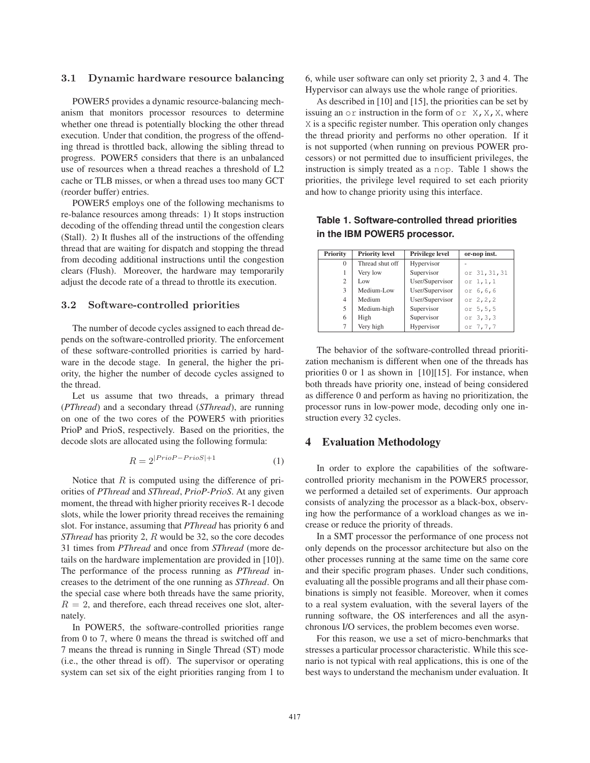### 3.1 Dynamic hardware resource balancing

POWER5 provides a dynamic resource-balancing mechanism that monitors processor resources to determine whether one thread is potentially blocking the other thread execution. Under that condition, the progress of the offending thread is throttled back, allowing the sibling thread to progress. POWER5 considers that there is an unbalanced use of resources when a thread reaches a threshold of L2 cache or TLB misses, or when a thread uses too many GCT (reorder buffer) entries.

POWER5 employs one of the following mechanisms to re-balance resources among threads: 1) It stops instruction decoding of the offending thread until the congestion clears (Stall). 2) It flushes all of the instructions of the offending thread that are waiting for dispatch and stopping the thread from decoding additional instructions until the congestion clears (Flush). Moreover, the hardware may temporarily adjust the decode rate of a thread to throttle its execution.

### 3.2 Software-controlled priorities

The number of decode cycles assigned to each thread depends on the software-controlled priority. The enforcement of these software-controlled priorities is carried by hardware in the decode stage. In general, the higher the priority, the higher the number of decode cycles assigned to the thread.

Let us assume that two threads, a primary thread (*PThread*) and a secondary thread (*SThread*), are running on one of the two cores of the POWER5 with priorities PrioP and PrioS, respectively. Based on the priorities, the decode slots are allocated using the following formula:

$$R = 2^{|PrioP - PrioS| + 1} \tag{1}$$

Notice that $R$ is computed using the difference of priorities of *PThread* and *SThread*, *PrioP-PrioS*. At any given moment, the thread with higher priority receives R-1 decode slots, while the lower priority thread receives the remaining slot. For instance, assuming that *PThread* has priority 6 and *SThread* has priority 2, $R$ would be 32, so the core decodes 31 times from *PThread* and once from *SThread* (more details on the hardware implementation are provided in [10]). The performance of the process running as *PThread* increases to the detriment of the one running as *SThread*. On the special case where both threads have the same priority, $R = 2$, and therefore, each thread receives one slot, alternately.

In POWER5, the software-controlled priorities range from 0 to 7, where 0 means the thread is switched off and 7 means the thread is running in Single Thread (ST) mode (i.e., the other thread is off). The supervisor or operating system can set six of the eight priorities ranging from 1 to 6, while user software can only set priority 2, 3 and 4. The Hypervisor can always use the whole range of priorities.

As described in [10] and [15], the priorities can be set by issuing an `or` instruction in the form of `or X,X,X`, where `X` is a specific register number. This operation only changes the thread priority and performs no other operation. If it is not supported (when running on previous POWER processors) or not permitted due to insufficient privileges, the instruction is simply treated as a `nop`. Table 1 shows the priorities, the privilege level required to set each priority and how to change priority using this interface.

**Table 1. Software-controlled thread priorities in the IBM POWER5 processor.**

| Priority | Priority level | Privilege level | or-nop inst. |
|---|---|---|---|
| 0 | Thread shut off | Hypervisor | - |
| 1 | Very low | Supervisor | `or 31,31,31` |
| 2 | Low | User/Supervisor | `or 1,1,1` |
| 3 | Medium-Low | User/Supervisor | `or 6,6,6` |
| 4 | Medium | User/Supervisor | `or 2,2,2` |
| 5 | Medium-high | Supervisor | `or 5,5,5` |
| 6 | High | Supervisor | `or 3,3,3` |
| 7 | Very high | Hypervisor | `or 7,7,7` |

The behavior of the software-controlled thread prioritization mechanism is different when one of the threads has priorities 0 or 1 as shown in [10][15]. For instance, when both threads have priority one, instead of being considered as difference 0 and perform as having no prioritization, the processor runs in low-power mode, decoding only one instruction every 32 cycles.

## 4 Evaluation Methodology

In order to explore the capabilities of the software-controlled priority mechanism in the POWER5 processor, we performed a detailed set of experiments. Our approach consists of analyzing the processor as a black-box, observing how the performance of a workload changes as we increase or reduce the priority of threads.

In a SMT processor the performance of one process not only depends on the processor architecture but also on the other processes running at the same time on the same core and their specific program phases. Under such conditions, evaluating all the possible programs and all their phase combinations is simply not feasible. Moreover, when it comes to a real system evaluation, with the several layers of the running software, the OS interferences and all the asynchronous I/O services, the problem becomes even worse.

For this reason, we use a set of micro-benchmarks that stresses a particular processor characteristic. While this scenario is not typical with real applications, this is one of the best ways to understand the mechanism under evaluation. It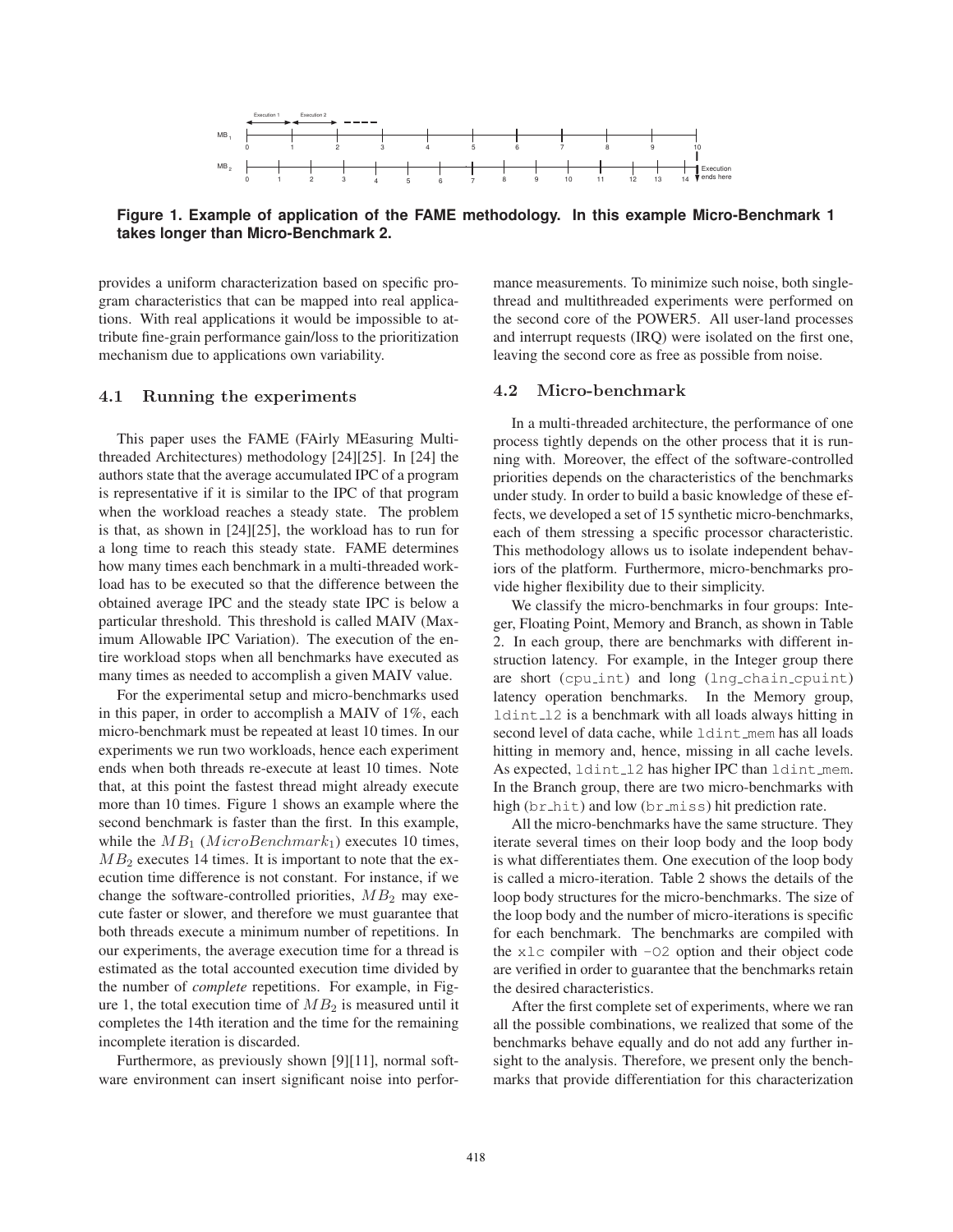**Figure 1. Example of application of the FAME methodology. In this example Micro-Benchmark 1 takes longer than Micro-Benchmark 2.**

provides a uniform characterization based on specific program characteristics that can be mapped into real applications. With real applications it would be impossible to attribute fine-grain performance gain/loss to the prioritization mechanism due to applications own variability.

### 4.1 Running the experiments

This paper uses the FAME (FAirly MEasuring Multithreaded Architectures) methodology [24][25]. In [24] the authors state that the average accumulated IPC of a program is representative if it is similar to the IPC of that program when the workload reaches a steady state. The problem is that, as shown in [24][25], the workload has to run for a long time to reach this steady state. FAME determines how many times each benchmark in a multi-threaded workload has to be executed so that the difference between the obtained average IPC and the steady state IPC is below a particular threshold. This threshold is called MAIV (Maximum Allowable IPC Variation). The execution of the entire workload stops when all benchmarks have executed as many times as needed to accomplish a given MAIV value.

For the experimental setup and micro-benchmarks used in this paper, in order to accomplish a MAIV of 1%, each micro-benchmark must be repeated at least 10 times. In our experiments we run two workloads, hence each experiment ends when both threads re-execute at least 10 times. Note that, at this point the fastest thread might already execute more than 10 times. Figure 1 shows an example where the second benchmark is faster than the first. In this example, while the $MB_1$ ($MicroBenchmark_1$) executes 10 times, $MB_2$ executes 14 times. It is important to note that the execution time difference is not constant. For instance, if we change the software-controlled priorities, $MB_2$ may execute faster or slower, and therefore we must guarantee that both threads execute a minimum number of repetitions. In our experiments, the average execution time for a thread is estimated as the total accounted execution time divided by the number of *complete* repetitions. For example, in Figure 1, the total execution time of $MB_2$ is measured until it completes the 14th iteration and the time for the remaining incomplete iteration is discarded.

Furthermore, as previously shown [9][11], normal software environment can insert significant noise into performance measurements. To minimize such noise, both single-thread and multithreaded experiments were performed on the second core of the POWER5. All user-land processes and interrupt requests (IRQ) were isolated on the first one, leaving the second core as free as possible from noise.

### 4.2 Micro-benchmark

In a multi-threaded architecture, the performance of one process tightly depends on the other process that it is running with. Moreover, the effect of the software-controlled priorities depends on the characteristics of the benchmarks under study. In order to build a basic knowledge of these effects, we developed a set of 15 synthetic micro-benchmarks, each of them stressing a specific processor characteristic. This methodology allows us to isolate independent behaviors of the platform. Furthermore, micro-benchmarks provide higher flexibility due to their simplicity.

We classify the micro-benchmarks in four groups: Integer, Floating Point, Memory and Branch, as shown in Table 2. In each group, there are benchmarks with different instruction latency. For example, in the Integer group there are short (`cpu_int`) and long (`lng_chain_cpuint`) latency operation benchmarks. In the Memory group, `ldint_l2` is a benchmark with all loads always hitting in second level of data cache, while `ldint_mem` has all loads hitting in memory and, hence, missing in all cache levels. As expected, `ldint_l2` has higher IPC than `ldint_mem`. In the Branch group, there are two micro-benchmarks with high (`br_hit`) and low (`br_miss`) hit prediction rate.

All the micro-benchmarks have the same structure. They iterate several times on their loop body and the loop body is what differentiates them. One execution of the loop body is called a micro-iteration. Table 2 shows the details of the loop body structures for the micro-benchmarks. The size of the loop body and the number of micro-iterations is specific for each benchmark. The benchmarks are compiled with the `xlc` compiler with `-O2` option and their object code are verified in order to guarantee that the benchmarks retain the desired characteristics.

After the first complete set of experiments, where we ran all the possible combinations, we realized that some of the benchmarks behave equally and do not add any further insight to the analysis. Therefore, we present only the benchmarks that provide differentiation for this characterization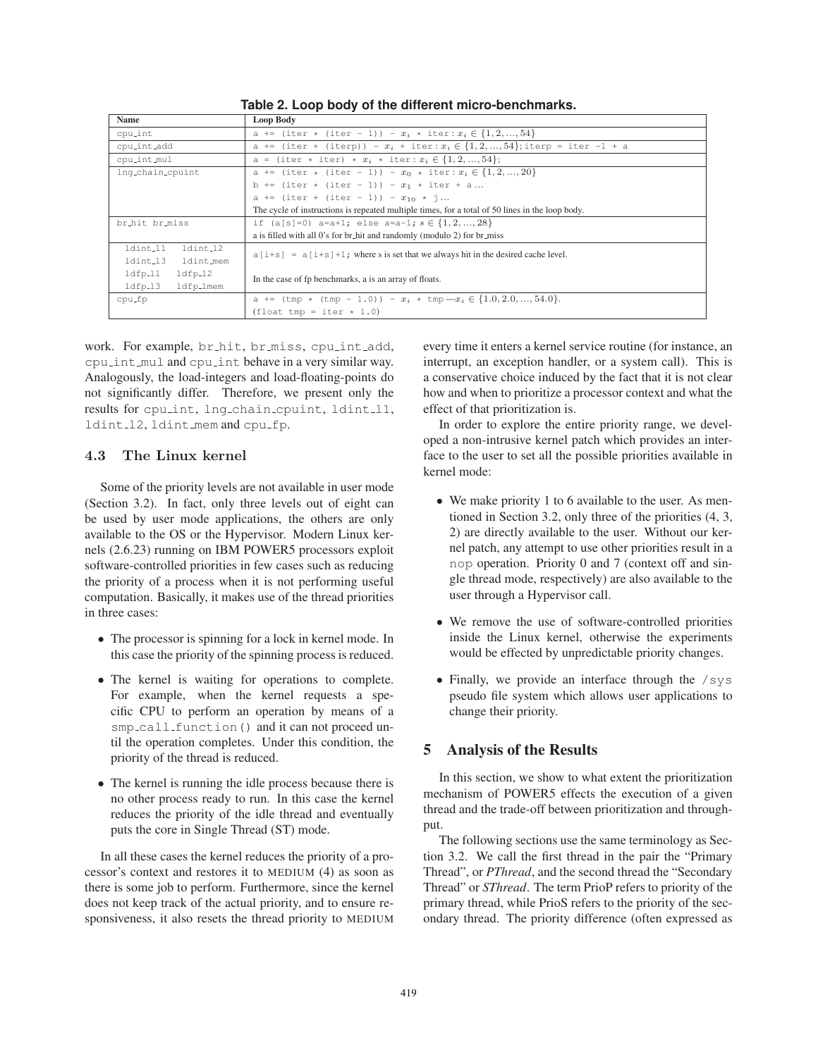**Table 2. Loop body of the different micro-benchmarks.**

| Name | Loop Body |
|---|---|
| cpu_int | a += (iter * (iter - 1)) - $x_i$ * iter : $x_i \in \{1, 2, ..., 54\}$ |
| cpu_int_add | a += (iter + (iterp)) - $x_i$ + iter : $x_i \in \{1, 2, ..., 54\}$; iterp = iter -1 + a |
| cpu_int_mul | a = (iter * iter) * $x_i$ * iter : $x_i \in \{1, 2, ..., 54\}$; |
| lng_chain_cpuint | a += (iter * (iter - 1)) - $x_0$ * iter : $x_i \in \{1, 2, ..., 20\}$<br>b += (iter * (iter - 1)) - $x_1$ * iter + a ...<br>a += (iter + (iter - 1)) - $x_{10}$ * j ...<br>The cycle of instructions is repeated multiple times, for a total of 50 lines in the loop body. |
| br_hit br_miss | if (a[s]=0) a=a+1; else a=a-1; $s \in \{1, 2, ..., 28\}$<br>a is filled with all 0's for br_hit and randomly (modulo 2) for br_miss |
| ldint_l1 ldint_l2 ldint_l3 ldint_mem ldfp_l1 ldfp_l2 ldfp_l3 ldfp_lmem | a[i+s] = a[i+s]+1; where s is set that we always hit in the desired cache level.<br>In the case of fp benchmarks, a is an array of floats. |
| cpu_fp | a += (tmp * (tmp - 1.0)) - $x_i$ * tmp —$x_i \in \{1.0, 2.0, ..., 54.0\}$.<br>(float tmp = iter * 1.0) |

work. For example, br_hit, br_miss, cpu_int_add, cpu_int_mul and cpu_int behave in a very similar way. Analogously, the load-integers and load-floating-points do not significantly differ. Therefore, we present only the results for cpu_int, lng_chain_cpuint, ldint_l1, ldint_l2, ldint_mem and cpu_fp.

### 4.3 The Linux kernel

Some of the priority levels are not available in user mode (Section 3.2). In fact, only three levels out of eight can be used by user mode applications, the others are only available to the OS or the Hypervisor. Modern Linux kernels (2.6.23) running on IBM POWER5 processors exploit software-controlled priorities in few cases such as reducing the priority of a process when it is not performing useful computation. Basically, it makes use of the thread priorities in three cases:

- The processor is spinning for a lock in kernel mode. In this case the priority of the spinning process is reduced.
- The kernel is waiting for operations to complete. For example, when the kernel requests a specific CPU to perform an operation by means of a smp_call_function() and it can not proceed until the operation completes. Under this condition, the priority of the thread is reduced.
- The kernel is running the idle process because there is no other process ready to run. In this case the kernel reduces the priority of the idle thread and eventually puts the core in Single Thread (ST) mode.

In all these cases the kernel reduces the priority of a processor's context and restores it to MEDIUM (4) as soon as there is some job to perform. Furthermore, since the kernel does not keep track of the actual priority, and to ensure responsiveness, it also resets the thread priority to MEDIUM every time it enters a kernel service routine (for instance, an interrupt, an exception handler, or a system call). This is a conservative choice induced by the fact that it is not clear how and when to prioritize a processor context and what the effect of that prioritization is.

In order to explore the entire priority range, we developed a non-intrusive kernel patch which provides an interface to the user to set all the possible priorities available in kernel mode:

- We make priority 1 to 6 available to the user. As mentioned in Section 3.2, only three of the priorities (4, 3, 2) are directly available to the user. Without our kernel patch, any attempt to use other priorities result in a nop operation. Priority 0 and 7 (context off and single thread mode, respectively) are also available to the user through a Hypervisor call.
- We remove the use of software-controlled priorities inside the Linux kernel, otherwise the experiments would be effected by unpredictable priority changes.
- Finally, we provide an interface through the /sys pseudo file system which allows user applications to change their priority.

## 5 Analysis of the Results

In this section, we show to what extent the prioritization mechanism of POWER5 effects the execution of a given thread and the trade-off between prioritization and throughput.

The following sections use the same terminology as Section 3.2. We call the first thread in the pair the "Primary Thread", or *PThread*, and the second thread the "Secondary Thread" or *SThread*. The term PrioP refers to priority of the primary thread, while PrioS refers to the priority of the secondary thread. The priority difference (often expressed as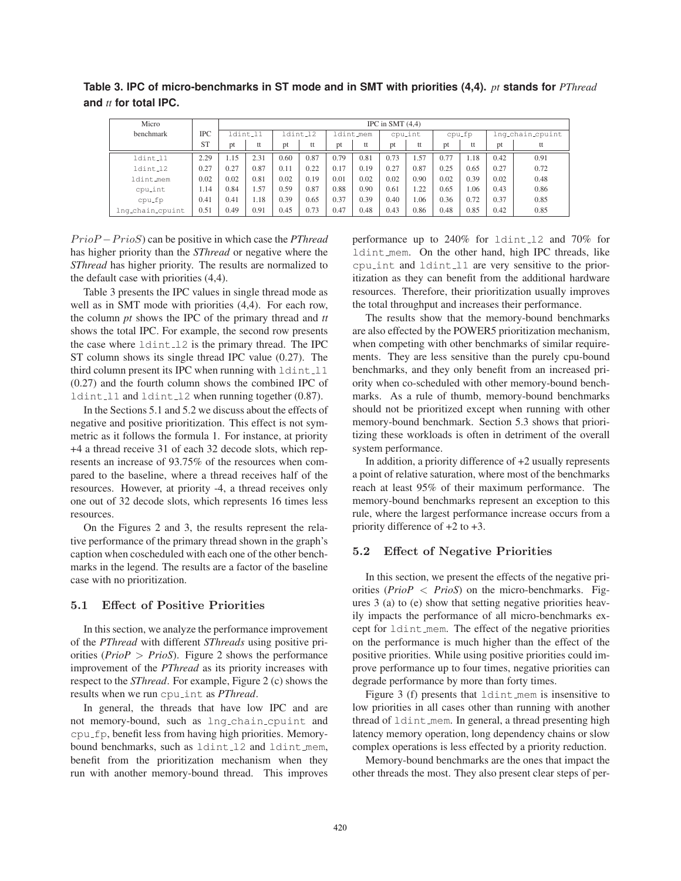**Table 3. IPC of micro-benchmarks in ST mode and in SMT with priorities (4,4).** *pt* **stands for** *PThread* **and** *tt* **for total IPC.**

| Micro benchmark | IPC ST | IPC in SMT (4,4) | | | | | | | | | | | |
|---|---|---|---|---|---|---|---|---|---|---|---|---|---|
| | | ldint_l1 | | ldint_l2 | | ldint_mem | | cpu_int | | cpu_fp | | lng_chain_cpuint | |
| | | pt | tt | pt | tt | pt | tt | pt | tt | pt | tt | pt | tt |
| ldint_l1 | 2.29 | 1.15 | 2.31 | 0.60 | 0.87 | 0.79 | 0.81 | 0.73 | 1.57 | 0.77 | 1.18 | 0.42 | 0.91 |
| ldint_l2 | 0.27 | 0.27 | 0.87 | 0.11 | 0.22 | 0.17 | 0.19 | 0.27 | 0.87 | 0.25 | 0.65 | 0.27 | 0.72 |
| ldint_mem | 0.02 | 0.02 | 0.81 | 0.02 | 0.19 | 0.01 | 0.02 | 0.02 | 0.90 | 0.02 | 0.39 | 0.02 | 0.48 |
| cpu_int | 1.14 | 0.84 | 1.57 | 0.59 | 0.87 | 0.88 | 0.90 | 0.61 | 1.22 | 0.65 | 1.06 | 0.43 | 0.86 |
| cpu_fp | 0.41 | 0.41 | 1.18 | 0.39 | 0.65 | 0.37 | 0.39 | 0.40 | 1.06 | 0.36 | 0.72 | 0.37 | 0.85 |
| lng_chain_cpuint | 0.51 | 0.49 | 0.91 | 0.45 | 0.73 | 0.47 | 0.48 | 0.43 | 0.86 | 0.48 | 0.85 | 0.42 | 0.85 |

$PrioP - PrioS$) can be positive in which case the *PThread* has higher priority than the *SThread* or negative where the *SThread* has higher priority. The results are normalized to the default case with priorities (4,4).

Table 3 presents the IPC values in single thread mode as well as in SMT mode with priorities (4,4). For each row, the column *pt* shows the IPC of the primary thread and *tt* shows the total IPC. For example, the second row presents the case where ldint_l2 is the primary thread. The IPC ST column shows its single thread IPC value (0.27). The third column present its IPC when running with ldint_l1 (0.27) and the fourth column shows the combined IPC of ldint_l1 and ldint_l2 when running together (0.87).

In the Sections 5.1 and 5.2 we discuss about the effects of negative and positive prioritization. This effect is not symmetric as it follows the formula 1. For instance, at priority +4 a thread receive 31 of each 32 decode slots, which represents an increase of 93.75% of the resources when compared to the baseline, where a thread receives half of the resources. However, at priority -4, a thread receives only one out of 32 decode slots, which represents 16 times less resources.

On the Figures 2 and 3, the results represent the relative performance of the primary thread shown in the graph's caption when coscheduled with each one of the other benchmarks in the legend. The results are a factor of the baseline case with no prioritization.

### 5.1 Effect of Positive Priorities

In this section, we analyze the performance improvement of the *PThread* with different *SThreads* using positive priorities (*PrioP* > *PrioS*). Figure 2 shows the performance improvement of the *PThread* as its priority increases with respect to the *SThread*. For example, Figure 2 (c) shows the results when we run cpu_int as *PThread*.

In general, the threads that have low IPC and are not memory-bound, such as lng_chain_cpuint and cpu_fp, benefit less from having high priorities. Memory-bound benchmarks, such as ldint_l2 and ldint_mem, benefit from the prioritization mechanism when they run with another memory-bound thread. This improves performance up to 240% for ldint_l2 and 70% for ldint_mem. On the other hand, high IPC threads, like cpu_int and ldint_l1 are very sensitive to the prioritization as they can benefit from the additional hardware resources. Therefore, their prioritization usually improves the total throughput and increases their performance.

The results show that the memory-bound benchmarks are also effected by the POWER5 prioritization mechanism, when competing with other benchmarks of similar requirements. They are less sensitive than the purely cpu-bound benchmarks, and they only benefit from an increased priority when co-scheduled with other memory-bound benchmarks. As a rule of thumb, memory-bound benchmarks should not be prioritized except when running with other memory-bound benchmark. Section 5.3 shows that prioritizing these workloads is often in detriment of the overall system performance.

In addition, a priority difference of +2 usually represents a point of relative saturation, where most of the benchmarks reach at least 95% of their maximum performance. The memory-bound benchmarks represent an exception to this rule, where the largest performance increase occurs from a priority difference of +2 to +3.

### 5.2 Effect of Negative Priorities

In this section, we present the effects of the negative priorities (*PrioP* < *PrioS*) on the micro-benchmarks. Figures 3 (a) to (e) show that setting negative priorities heavily impacts the performance of all micro-benchmarks except for ldint_mem. The effect of the negative priorities on the performance is much higher than the effect of the positive priorities. While using positive priorities could improve performance up to four times, negative priorities can degrade performance by more than forty times.

Figure 3 (f) presents that ldint_mem is insensitive to low priorities in all cases other than running with another thread of ldint_mem. In general, a thread presenting high latency memory operation, long dependency chains or slow complex operations is less effected by a priority reduction.

Memory-bound benchmarks are the ones that impact the other threads the most. They also present clear steps of per-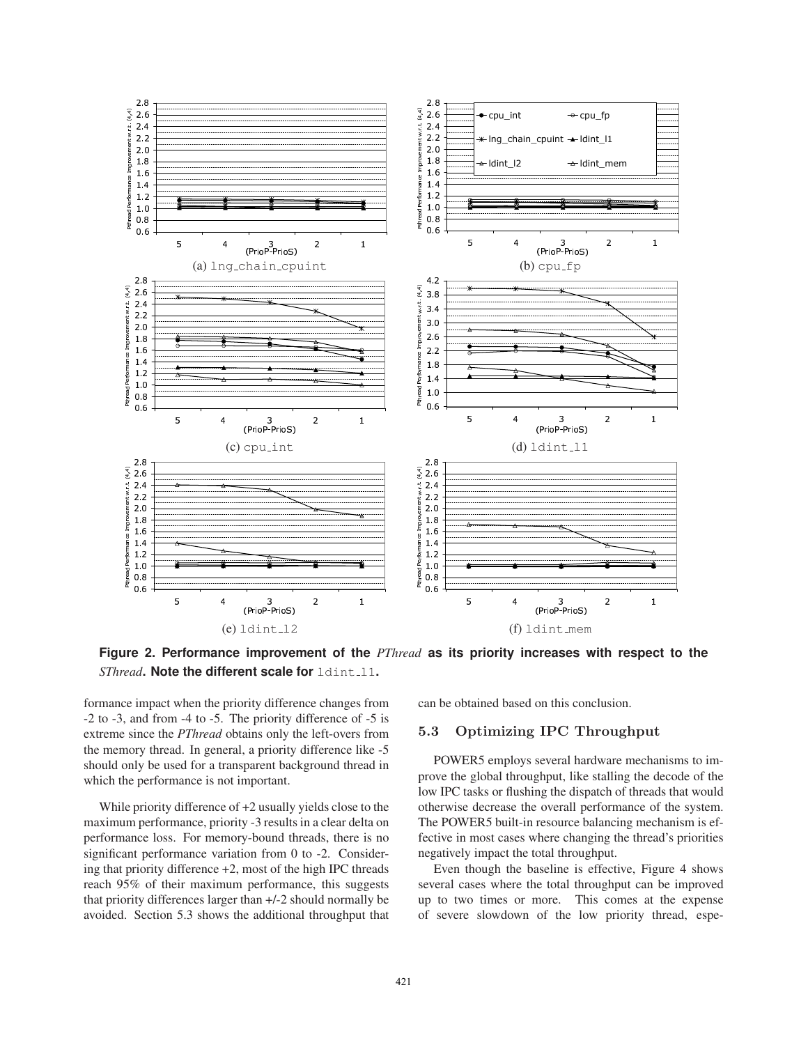(a) lng_chain_cpuint

(b) cpu_fp

(c) cpu_int

(d) ldint_l1

(e) ldint_l2

(f) ldint_mem

**Figure 2. Performance improvement of the** ***PThread*** **as its priority increases with respect to the** ***SThread*****. Note the different scale for** `ldint_l1`**.**

formance impact when the priority difference changes from -2 to -3, and from -4 to -5. The priority difference of -5 is extreme since the *PThread* obtains only the left-overs from the memory thread. In general, a priority difference like -5 should only be used for a transparent background thread in which the performance is not important.

While priority difference of +2 usually yields close to the maximum performance, priority -3 results in a clear delta on performance loss. For memory-bound threads, there is no significant performance variation from 0 to -2. Considering that priority difference +2, most of the high IPC threads reach 95% of their maximum performance, this suggests that priority differences larger than +/-2 should normally be avoided. Section 5.3 shows the additional throughput that can be obtained based on this conclusion.

### 5.3 Optimizing IPC Throughput

POWER5 employs several hardware mechanisms to improve the global throughput, like stalling the decode of the low IPC tasks or flushing the dispatch of threads that would otherwise decrease the overall performance of the system. The POWER5 built-in resource balancing mechanism is effective in most cases where changing the thread's priorities negatively impact the total throughput.

Even though the baseline is effective, Figure 4 shows several cases where the total throughput can be improved up to two times or more. This comes at the expense of severe slowdown of the low priority thread, espe-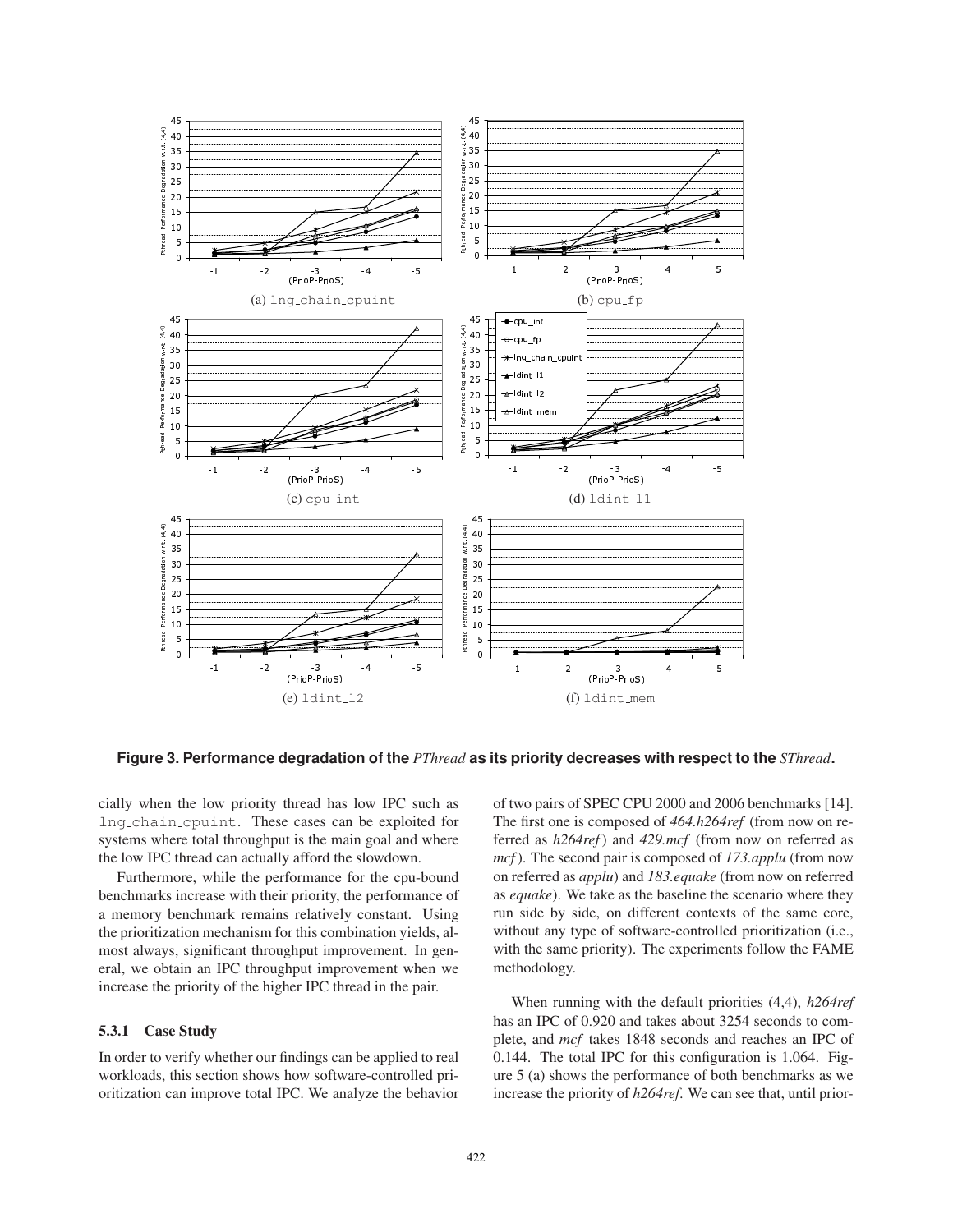**Figure 3. Performance degradation of the *PThread* as its priority decreases with respect to the *SThread*.**

(a) lng_chain_cpuint

(b) cpu_fp

(c) cpu_int

(d) ldint_l1

(e) ldint_l2

(f) ldint_mem

cially when the low priority thread has low IPC such as lng_chain_cpuint. These cases can be exploited for systems where total throughput is the main goal and where the low IPC thread can actually afford the slowdown.

Furthermore, while the performance for the cpu-bound benchmarks increase with their priority, the performance of a memory benchmark remains relatively constant. Using the prioritization mechanism for this combination yields, almost always, significant throughput improvement. In general, we obtain an IPC throughput improvement when we increase the priority of the higher IPC thread in the pair.

### 5.3.1 Case Study

In order to verify whether our findings can be applied to real workloads, this section shows how software-controlled prioritization can improve total IPC. We analyze the behavior of two pairs of SPEC CPU 2000 and 2006 benchmarks [14]. The first one is composed of *464.h264ref* (from now on referred as *h264ref*) and *429.mcf* (from now on referred as *mcf*). The second pair is composed of *173.applu* (from now on referred as *applu*) and *183.equake* (from now on referred as *equake*). We take as the baseline the scenario where they run side by side, on different contexts of the same core, without any type of software-controlled prioritization (i.e., with the same priority). The experiments follow the FAME methodology.

When running with the default priorities (4,4), *h264ref* has an IPC of 0.920 and takes about 3254 seconds to complete, and *mcf* takes 1848 seconds and reaches an IPC of 0.144. The total IPC for this configuration is 1.064. Figure 5 (a) shows the performance of both benchmarks as we increase the priority of *h264ref*. We can see that, until prior-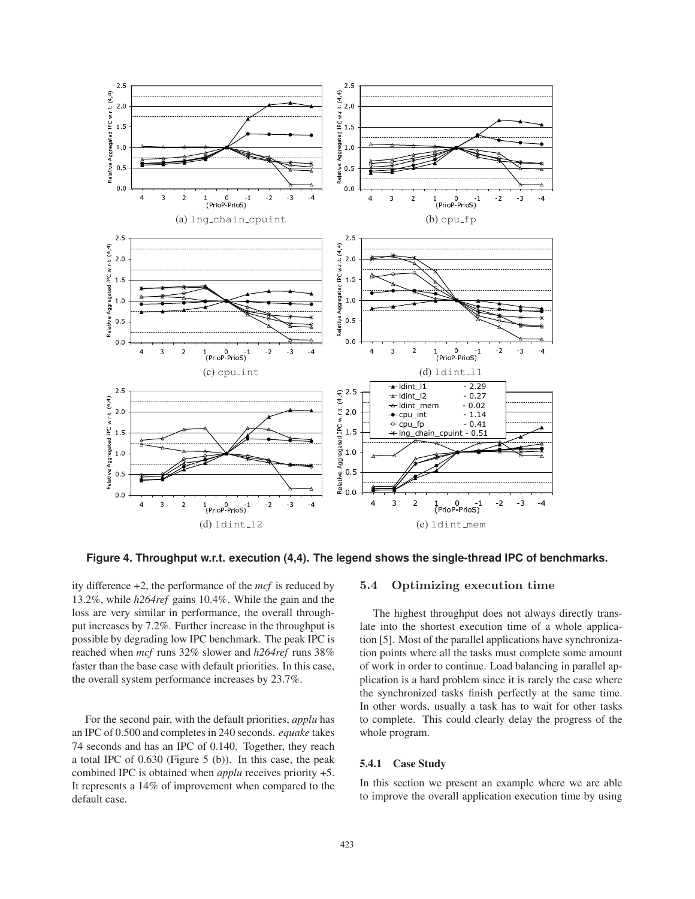(a) lng_chain_cpuint

(b) cpu_fp

(c) cpu_int

(d) ldint_l1

(d) ldint_l2

(e) ldint_mem

**Figure 4. Throughput w.r.t. execution (4,4). The legend shows the single-thread IPC of benchmarks.**

ity difference +2, the performance of the *mcf* is reduced by 13.2%, while *h264ref* gains 10.4%. While the gain and the loss are very similar in performance, the overall throughput increases by 7.2%. Further increase in the throughput is possible by degrading low IPC benchmark. The peak IPC is reached when *mcf* runs 32% slower and *h264ref* runs 38% faster than the base case with default priorities. In this case, the overall system performance increases by 23.7%.

For the second pair, with the default priorities, *applu* has an IPC of 0.500 and completes in 240 seconds. *equake* takes 74 seconds and has an IPC of 0.140. Together, they reach a total IPC of 0.630 (Figure 5 (b)). In this case, the peak combined IPC is obtained when *applu* receives priority +5. It represents a 14% of improvement when compared to the default case.

### 5.4 Optimizing execution time

The highest throughput does not always directly translate into the shortest execution time of a whole application [5]. Most of the parallel applications have synchronization points where all the tasks must complete some amount of work in order to continue. Load balancing in parallel application is a hard problem since it is rarely the case where the synchronized tasks finish perfectly at the same time. In other words, usually a task has to wait for other tasks to complete. This could clearly delay the progress of the whole program.

#### 5.4.1 Case Study

In this section we present an example where we are able to improve the overall application execution time by using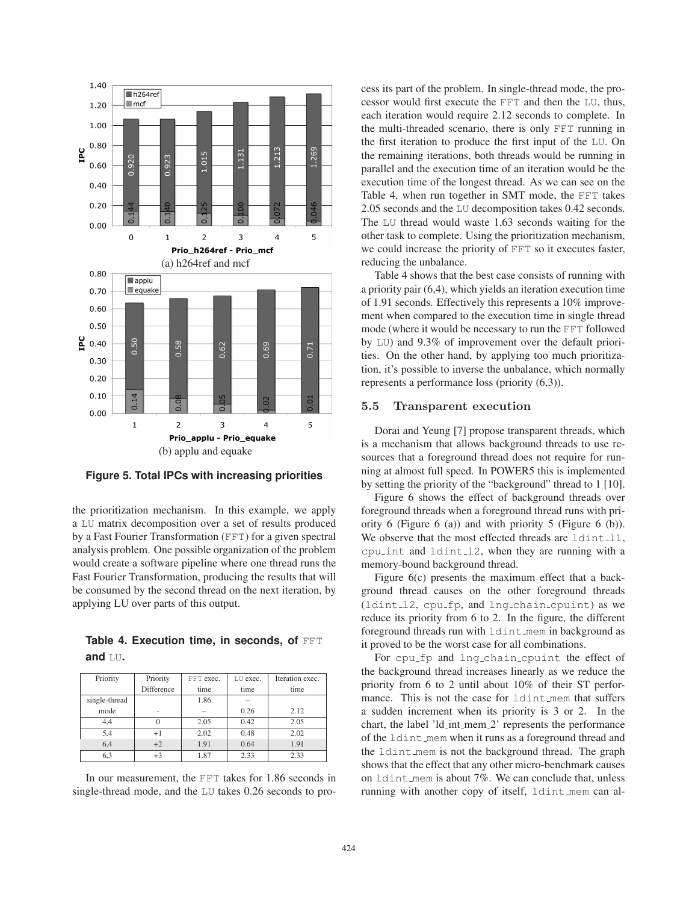Figure 5. Total IPCs with increasing priorities

(a) h264ref and mcf

(b) applu and equake

the prioritization mechanism. In this example, we apply a LU matrix decomposition over a set of results produced by a Fast Fourier Transformation (FFT) for a given spectral analysis problem. One possible organization of the problem would create a software pipeline where one thread runs the Fast Fourier Transformation, producing the results that will be consumed by the second thread on the next iteration, by applying LU over parts of this output.

**Table 4. Execution time, in seconds, of FFT and LU.**

| Priority | Priority Difference | FFT exec. time | LU exec. time | Iteration exec. time |
|---|---|---|---|---|
| single-thread mode | - | 1.86 / – | – / 0.26 | 2.12 |
| 4,4 | 0 | 2.05 | 0.42 | 2.05 |
| 5,4 | +1 | 2.02 | 0.48 | 2.02 |
| 6,4 | +2 | 1.91 | 0.64 | 1.91 |
| 6,3 | +3 | 1.87 | 2.33 | 2.33 |

In our measurement, the FFT takes for 1.86 seconds in single-thread mode, and the LU takes 0.26 seconds to process its part of the problem. In single-thread mode, the processor would first execute the FFT and then the LU, thus, each iteration would require 2.12 seconds to complete. In the multi-threaded scenario, there is only FFT running in the first iteration to produce the first input of the LU. On the remaining iterations, both threads would be running in parallel and the execution time of an iteration would be the execution time of the longest thread. As we can see on the Table 4, when run together in SMT mode, the FFT takes 2.05 seconds and the LU decomposition takes 0.42 seconds. The LU thread would waste 1.63 seconds waiting for the other task to complete. Using the prioritization mechanism, we could increase the priority of FFT so it executes faster, reducing the unbalance.

Table 4 shows that the best case consists of running with a priority pair (6,4), which yields an iteration execution time of 1.91 seconds. Effectively this represents a 10% improvement when compared to the execution time in single thread mode (where it would be necessary to run the FFT followed by LU) and 9.3% of improvement over the default priorities. On the other hand, by applying too much prioritization, it's possible to inverse the unbalance, which normally represents a performance loss (priority (6,3)).

## 5.5 Transparent execution

Dorai and Yeung [7] propose transparent threads, which is a mechanism that allows background threads to use resources that a foreground thread does not require for running at almost full speed. In POWER5 this is implemented by setting the priority of the "background" thread to 1 [10].

Figure 6 shows the effect of background threads over foreground threads when a foreground thread runs with priority 6 (Figure 6 (a)) and with priority 5 (Figure 6 (b)). We observe that the most effected threads are ldint_l1, cpu_int and ldint_l2, when they are running with a memory-bound background thread.

Figure 6(c) presents the maximum effect that a background thread causes on the other foreground threads (ldint_l2, cpu_fp, and lng_chain_cpuint) as we reduce its priority from 6 to 2. In the figure, the different foreground threads run with ldint_mem in background as it proved to be the worst case for all combinations.

For cpu_fp and lng_chain_cpuint the effect of the background thread increases linearly as we reduce the priority from 6 to 2 until about 10% of their ST performance. This is not the case for ldint_mem that suffers a sudden increment when its priority is 3 or 2. In the chart, the label 'ld_int_mem_2' represents the performance of the ldint_mem when it runs as a foreground thread and the ldint_mem is not the background thread. The graph shows that the effect that any other micro-benchmark causes on ldint_mem is about 7%. We can conclude that, unless running with another copy of itself, ldint_mem can al-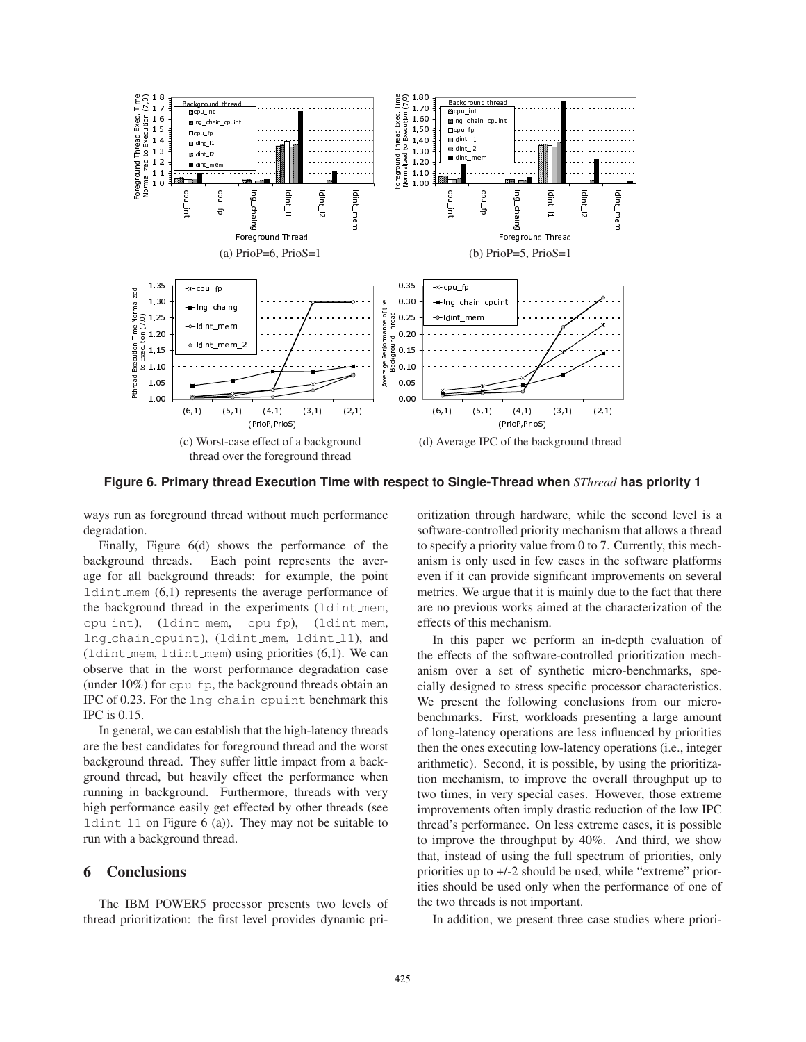(a) PrioP=6, PrioS=1

(b) PrioP=5, PrioS=1

(c) Worst-case effect of a background thread over the foreground thread

(d) Average IPC of the background thread

**Figure 6. Primary thread Execution Time with respect to Single-Thread when *SThread* has priority 1**

ways run as foreground thread without much performance degradation.

Finally, Figure 6(d) shows the performance of the background threads. Each point represents the average for all background threads: for example, the point `ldint_mem` (6,1) represents the average performance of the background thread in the experiments (`ldint_mem`, `cpu_int`), (`ldint_mem`, `cpu_fp`), (`ldint_mem`, `lng_chain_cpuint`), (`ldint_mem`, `ldint_l1`), and (`ldint_mem`, `ldint_mem`) using priorities (6,1). We can observe that in the worst performance degradation case (under 10%) for `cpu_fp`, the background threads obtain an IPC of 0.23. For the `lng_chain_cpuint` benchmark this IPC is 0.15.

In general, we can establish that the high-latency threads are the best candidates for foreground thread and the worst background thread. They suffer little impact from a background thread, but heavily effect the performance when running in background. Furthermore, threads with very high performance easily get effected by other threads (see `ldint_l1` on Figure 6 (a)). They may not be suitable to run with a background thread.

## 6 Conclusions

The IBM POWER5 processor presents two levels of thread prioritization: the first level provides dynamic prioritization through hardware, while the second level is a software-controlled priority mechanism that allows a thread to specify a priority value from 0 to 7. Currently, this mechanism is only used in few cases in the software platforms even if it can provide significant improvements on several metrics. We argue that it is mainly due to the fact that there are no previous works aimed at the characterization of the effects of this mechanism.

In this paper we perform an in-depth evaluation of the effects of the software-controlled prioritization mechanism over a set of synthetic micro-benchmarks, specially designed to stress specific processor characteristics. We present the following conclusions from our micro-benchmarks. First, workloads presenting a large amount of long-latency operations are less influenced by priorities then the ones executing low-latency operations (i.e., integer arithmetic). Second, it is possible, by using the prioritization mechanism, to improve the overall throughput up to two times, in very special cases. However, those extreme improvements often imply drastic reduction of the low IPC thread's performance. On less extreme cases, it is possible to improve the throughput by 40%. And third, we show that, instead of using the full spectrum of priorities, only priorities up to +/-2 should be used, while "extreme" priorities should be used only when the performance of one of the two threads is not important.

In addition, we present three case studies where priori-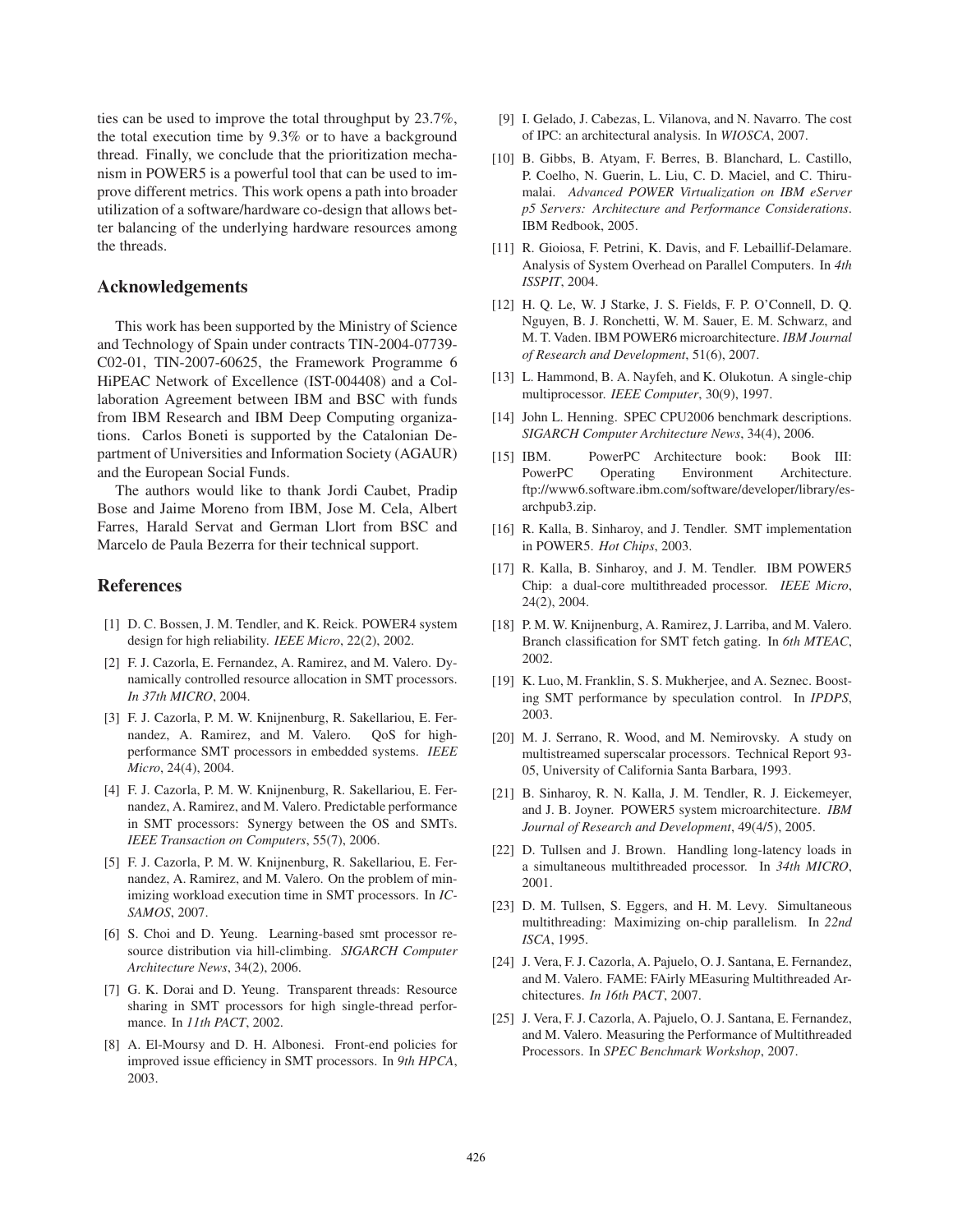ties can be used to improve the total throughput by 23.7%, the total execution time by 9.3% or to have a background thread. Finally, we conclude that the prioritization mechanism in POWER5 is a powerful tool that can be used to improve different metrics. This work opens a path into broader utilization of a software/hardware co-design that allows better balancing of the underlying hardware resources among the threads.

## Acknowledgements

This work has been supported by the Ministry of Science and Technology of Spain under contracts TIN-2004-07739-C02-01, TIN-2007-60625, the Framework Programme 6 HiPEAC Network of Excellence (IST-004408) and a Collaboration Agreement between IBM and BSC with funds from IBM Research and IBM Deep Computing organizations. Carlos Boneti is supported by the Catalonian Department of Universities and Information Society (AGAUR) and the European Social Funds.

The authors would like to thank Jordi Caubet, Pradip Bose and Jaime Moreno from IBM, Jose M. Cela, Albert Farres, Harald Servat and German Llort from BSC and Marcelo de Paula Bezerra for their technical support.

## References

[1] D. C. Bossen, J. M. Tendler, and K. Reick. POWER4 system design for high reliability. *IEEE Micro*, 22(2), 2002.

[2] F. J. Cazorla, E. Fernandez, A. Ramirez, and M. Valero. Dynamically controlled resource allocation in SMT processors. *In 37th MICRO*, 2004.

[3] F. J. Cazorla, P. M. W. Knijnenburg, R. Sakellariou, E. Fernandez, A. Ramirez, and M. Valero. QoS for high-performance SMT processors in embedded systems. *IEEE Micro*, 24(4), 2004.

[4] F. J. Cazorla, P. M. W. Knijnenburg, R. Sakellariou, E. Fernandez, A. Ramirez, and M. Valero. Predictable performance in SMT processors: Synergy between the OS and SMTs. *IEEE Transaction on Computers*, 55(7), 2006.

[5] F. J. Cazorla, P. M. W. Knijnenburg, R. Sakellariou, E. Fernandez, A. Ramirez, and M. Valero. On the problem of minimizing workload execution time in SMT processors. In *IC-SAMOS*, 2007.

[6] S. Choi and D. Yeung. Learning-based smt processor resource distribution via hill-climbing. *SIGARCH Computer Architecture News*, 34(2), 2006.

[7] G. K. Dorai and D. Yeung. Transparent threads: Resource sharing in SMT processors for high single-thread performance. In *11th PACT*, 2002.

[8] A. El-Moursy and D. H. Albonesi. Front-end policies for improved issue efficiency in SMT processors. In *9th HPCA*, 2003.

[9] I. Gelado, J. Cabezas, L. Vilanova, and N. Navarro. The cost of IPC: an architectural analysis. In *WIOSCA*, 2007.

[10] B. Gibbs, B. Atyam, F. Berres, B. Blanchard, L. Castillo, P. Coelho, N. Guerin, L. Liu, C. D. Maciel, and C. Thirumalai. *Advanced POWER Virtualization on IBM eServer p5 Servers: Architecture and Performance Considerations*. IBM Redbook, 2005.

[11] R. Gioiosa, F. Petrini, K. Davis, and F. Lebaillif-Delamare. Analysis of System Overhead on Parallel Computers. In *4th ISSPIT*, 2004.

[12] H. Q. Le, W. J Starke, J. S. Fields, F. P. O'Connell, D. Q. Nguyen, B. J. Ronchetti, W. M. Sauer, E. M. Schwarz, and M. T. Vaden. IBM POWER6 microarchitecture. *IBM Journal of Research and Development*, 51(6), 2007.

[13] L. Hammond, B. A. Nayfeh, and K. Olukotun. A single-chip multiprocessor. *IEEE Computer*, 30(9), 1997.

[14] John L. Henning. SPEC CPU2006 benchmark descriptions. *SIGARCH Computer Architecture News*, 34(4), 2006.

[15] IBM. PowerPC Architecture book: Book III: PowerPC Operating Environment Architecture. ftp://www6.software.ibm.com/software/developer/library/es-archpub3.zip.

[16] R. Kalla, B. Sinharoy, and J. Tendler. SMT implementation in POWER5. *Hot Chips*, 2003.

[17] R. Kalla, B. Sinharoy, and J. M. Tendler. IBM POWER5 Chip: a dual-core multithreaded processor. *IEEE Micro*, 24(2), 2004.

[18] P. M. W. Knijnenburg, A. Ramirez, J. Larriba, and M. Valero. Branch classification for SMT fetch gating. In *6th MTEAC*, 2002.

[19] K. Luo, M. Franklin, S. S. Mukherjee, and A. Seznec. Boosting SMT performance by speculation control. In *IPDPS*, 2003.

[20] M. J. Serrano, R. Wood, and M. Nemirovsky. A study on multistreamed superscalar processors. Technical Report 93-05, University of California Santa Barbara, 1993.

[21] B. Sinharoy, R. N. Kalla, J. M. Tendler, R. J. Eickemeyer, and J. B. Joyner. POWER5 system microarchitecture. *IBM Journal of Research and Development*, 49(4/5), 2005.

[22] D. Tullsen and J. Brown. Handling long-latency loads in a simultaneous multithreaded processor. In *34th MICRO*, 2001.

[23] D. M. Tullsen, S. Eggers, and H. M. Levy. Simultaneous multithreading: Maximizing on-chip parallelism. In *22nd ISCA*, 1995.

[24] J. Vera, F. J. Cazorla, A. Pajuelo, O. J. Santana, E. Fernandez, and M. Valero. FAME: FAirly MEasuring Multithreaded Architectures. *In 16th PACT*, 2007.

[25] J. Vera, F. J. Cazorla, A. Pajuelo, O. J. Santana, E. Fernandez, and M. Valero. Measuring the Performance of Multithreaded Processors. In *SPEC Benchmark Workshop*, 2007.